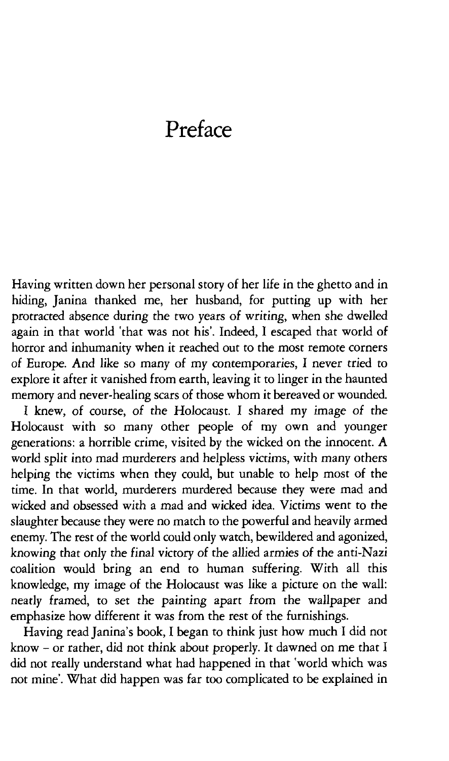# Preface

Having written down her personal story of her life in the ghetto and in hiding, Janina thanked me, her husband, for putting up with her protracted absence during the two years of writing, when she dwelled again in that world 'that was not his'. Indeed, I escaped that world of horror and inhumanity when it reached out to the most remote corners of Europe. And like so many of my contemporaries, I never tried to explore it after it vanished from earth, leaving it to linger in the haunted memory and never-healing scars of those whom it bereaved or wounded.

I knew, of course, of the Holocaust. I shared my image of the Holocaust with so many other people of my own and younger generations: a horrible crime, visited by the wicked on the innocent. A world split into mad murderers and helpless victims, with many others helping the victims when they could, but unable to help most of the time. In that world, murderers murdered because they were mad and wicked and obsessed with a mad and wicked idea. Victims went to the slaughter because they were no match to the powerful and heavily armed enemy. The rest of the world could only watch, bewildered and agonized, knowing that only the final victory of the allied armies of the anti-Nazi coalition would bring an end to human suffering. With all this knowledge, my image of the Holocaust was like a picture on the wall: neatly framed, to set the painting apart from the wallpaper and emphasize how different it was from the rest of the furnishings.

Having read Janina's book, I began to think just how much I did not know – or rather, did not think about properly. It dawned on me that I did not really understand what had happened in that 'world which was not mine'. What did happen was far too complicated to be explained in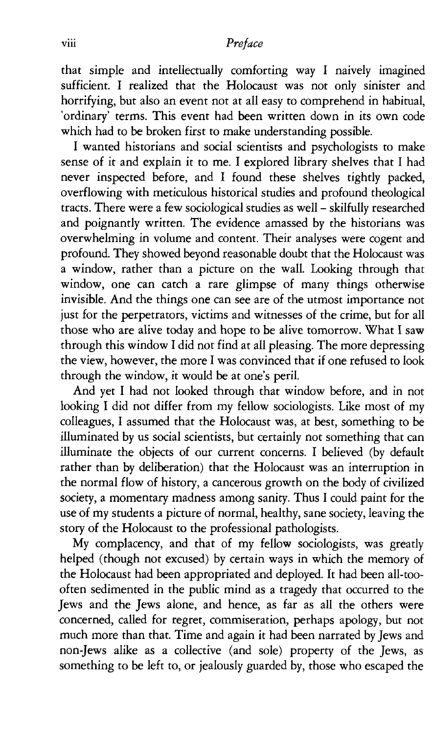that simple and intellectually comforting way I naively imagined sufficient. I realized that the Holocaust was not only sinister and horrifying, but also an event not at all easy to comprehend in habitual, 'ordinary' terms. This event had been written down in its own code which had to be broken first to make understanding possible.

I wanted historians and social scientists and psychologists to make sense of it and explain it to me. I explored library shelves that I had never inspected before, and I found these shelves tightly packed, overflowing with meticulous historical studies and profound theological tracts. There were a few sociological studies as well – skilfully researched and poignantly written. The evidence amassed by the historians was overwhelming in volume and content. Their analyses were cogent and profound. They showed beyond reasonable doubt that the Holocaust was a window, rather than a picture on the wall. Looking through that window, one can catch a rare glimpse of many things otherwise invisible. And the things one can see are of the utmost importance not just for the perpetrators, victims and witnesses of the crime, but for all those who are alive today and hope to be alive tomorrow. What I saw through this window I did not find at all pleasing. The more depressing the view, however, the more I was convinced that if one refused to look through the window, it would be at one's peril.

And yet I had not looked through that window before, and in not looking I did not differ from my fellow sociologists. Like most of my colleagues, I assumed that the Holocaust was, at best, something to be illuminated by us social scientists, but certainly not something that can illuminate the objects of our current concerns. I believed (by default rather than by deliberation) that the Holocaust was an interruption in the normal flow of history, a cancerous growth on the body of civilized society, a momentary madness among sanity. Thus I could paint for the use of my students a picture of normal, healthy, sane society, leaving the story of the Holocaust to the professional pathologists.

My complacency, and that of my fellow sociologists, was greatly helped (though not excused) by certain ways in which the memory of the Holocaust had been appropriated and deployed. It had been all-too-often sedimented in the public mind as a tragedy that occurred to the Jews and the Jews alone, and hence, as far as all the others were concerned, called for regret, commiseration, perhaps apology, but not much more than that. Time and again it had been narrated by Jews and non-Jews alike as a collective (and sole) property of the Jews, as something to be left to, or jealously guarded by, those who escaped the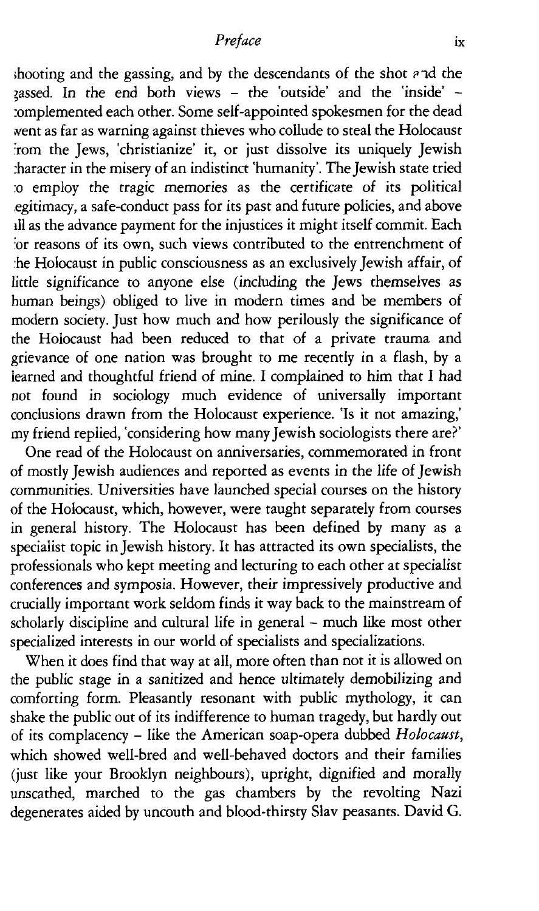shooting and the gassing, and by the descendants of the shot and the gassed. In the end both views – the 'outside' and the 'inside' – complemented each other. Some self-appointed spokesmen for the dead went as far as warning against thieves who collude to steal the Holocaust from the Jews, 'christianize' it, or just dissolve its uniquely Jewish character in the misery of an indistinct 'humanity'. The Jewish state tried to employ the tragic memories as the certificate of its political legitimacy, a safe-conduct pass for its past and future policies, and above all as the advance payment for the injustices it might itself commit. Each for reasons of its own, such views contributed to the entrenchment of the Holocaust in public consciousness as an exclusively Jewish affair, of little significance to anyone else (including the Jews themselves as human beings) obliged to live in modern times and be members of modern society. Just how much and how perilously the significance of the Holocaust had been reduced to that of a private trauma and grievance of one nation was brought to me recently in a flash, by a learned and thoughtful friend of mine. I complained to him that I had not found in sociology much evidence of universally important conclusions drawn from the Holocaust experience. 'Is it not amazing,' my friend replied, 'considering how many Jewish sociologists there are?'

One read of the Holocaust on anniversaries, commemorated in front of mostly Jewish audiences and reported as events in the life of Jewish communities. Universities have launched special courses on the history of the Holocaust, which, however, were taught separately from courses in general history. The Holocaust has been defined by many as a specialist topic in Jewish history. It has attracted its own specialists, the professionals who kept meeting and lecturing to each other at specialist conferences and symposia. However, their impressively productive and crucially important work seldom finds it way back to the mainstream of scholarly discipline and cultural life in general – much like most other specialized interests in our world of specialists and specializations.

When it does find that way at all, more often than not it is allowed on the public stage in a sanitized and hence ultimately demobilizing and comforting form. Pleasantly resonant with public mythology, it can shake the public out of its indifference to human tragedy, but hardly out of its complacency – like the American soap-opera dubbed *Holocaust*, which showed well-bred and well-behaved doctors and their families (just like your Brooklyn neighbours), upright, dignified and morally unscathed, marched to the gas chambers by the revolting Nazi degenerates aided by uncouth and blood-thirsty Slav peasants. David G.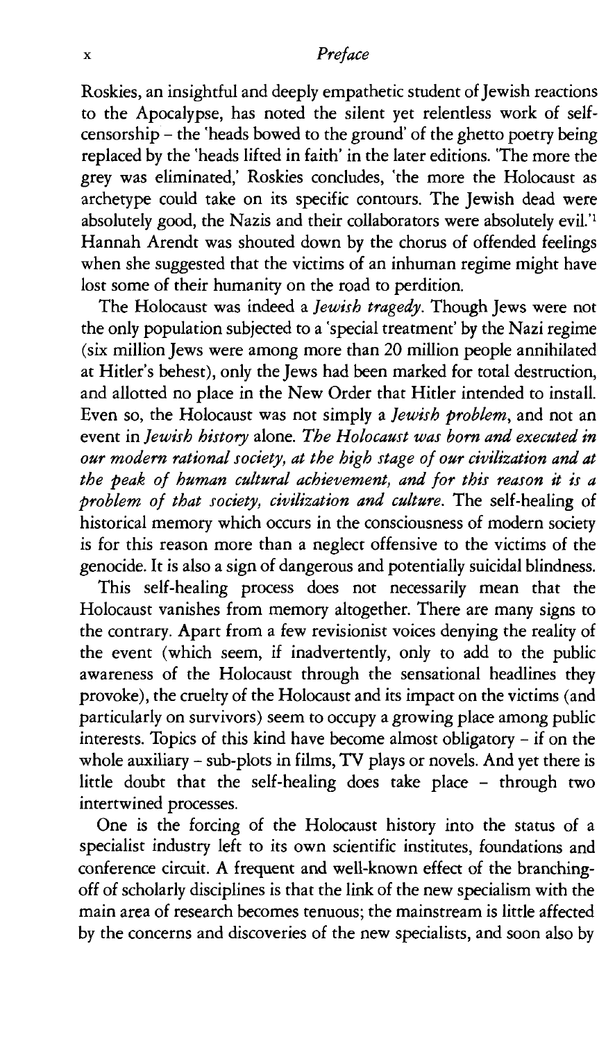Roskies, an insightful and deeply empathetic student of Jewish reactions to the Apocalypse, has noted the silent yet relentless work of self-censorship – the 'heads bowed to the ground' of the ghetto poetry being replaced by the 'heads lifted in faith' in the later editions. 'The more the grey was eliminated,' Roskies concludes, 'the more the Holocaust as archetype could take on its specific contours. The Jewish dead were absolutely good, the Nazis and their collaborators were absolutely evil.'[1] Hannah Arendt was shouted down by the chorus of offended feelings when she suggested that the victims of an inhuman regime might have lost some of their humanity on the road to perdition.

The Holocaust was indeed a *Jewish tragedy*. Though Jews were not the only population subjected to a 'special treatment' by the Nazi regime (six million Jews were among more than 20 million people annihilated at Hitler's behest), only the Jews had been marked for total destruction, and allotted no place in the New Order that Hitler intended to install. Even so, the Holocaust was not simply a *Jewish problem*, and not an event in *Jewish history* alone. *The Holocaust was born and executed in our modern rational society, at the high stage of our civilization and at the peak of human cultural achievement, and for this reason it is a problem of that society, civilization and culture.* The self-healing of historical memory which occurs in the consciousness of modern society is for this reason more than a neglect offensive to the victims of the genocide. It is also a sign of dangerous and potentially suicidal blindness.

This self-healing process does not necessarily mean that the Holocaust vanishes from memory altogether. There are many signs to the contrary. Apart from a few revisionist voices denying the reality of the event (which seem, if inadvertently, only to add to the public awareness of the Holocaust through the sensational headlines they provoke), the cruelty of the Holocaust and its impact on the victims (and particularly on survivors) seem to occupy a growing place among public interests. Topics of this kind have become almost obligatory – if on the whole auxiliary – sub-plots in films, TV plays or novels. And yet there is little doubt that the self-healing does take place – through two intertwined processes.

One is the forcing of the Holocaust history into the status of a specialist industry left to its own scientific institutes, foundations and conference circuit. A frequent and well-known effect of the branching-off of scholarly disciplines is that the link of the new specialism with the main area of research becomes tenuous; the mainstream is little affected by the concerns and discoveries of the new specialists, and soon also by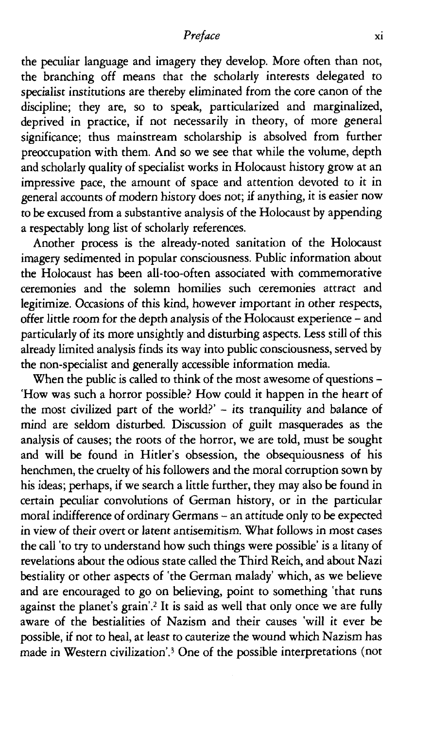the peculiar language and imagery they develop. More often than not, the branching off means that the scholarly interests delegated to specialist institutions are thereby eliminated from the core canon of the discipline; they are, so to speak, particularized and marginalized, deprived in practice, if not necessarily in theory, of more general significance; thus mainstream scholarship is absolved from further preoccupation with them. And so we see that while the volume, depth and scholarly quality of specialist works in Holocaust history grow at an impressive pace, the amount of space and attention devoted to it in general accounts of modern history does not; if anything, it is easier now to be excused from a substantive analysis of the Holocaust by appending a respectably long list of scholarly references.

Another process is the already-noted sanitation of the Holocaust imagery sedimented in popular consciousness. Public information about the Holocaust has been all-too-often associated with commemorative ceremonies and the solemn homilies such ceremonies attract and legitimize. Occasions of this kind, however important in other respects, offer little room for the depth analysis of the Holocaust experience – and particularly of its more unsightly and disturbing aspects. Less still of this already limited analysis finds its way into public consciousness, served by the non-specialist and generally accessible information media.

When the public is called to think of the most awesome of questions – 'How was such a horror possible? How could it happen in the heart of the most civilized part of the world?' – its tranquility and balance of mind are seldom disturbed. Discussion of guilt masquerades as the analysis of causes; the roots of the horror, we are told, must be sought and will be found in Hitler's obsession, the obsequiousness of his henchmen, the cruelty of his followers and the moral corruption sown by his ideas; perhaps, if we search a little further, they may also be found in certain peculiar convolutions of German history, or in the particular moral indifference of ordinary Germans – an attitude only to be expected in view of their overt or latent antisemitism. What follows in most cases the call 'to try to understand how such things were possible' is a litany of revelations about the odious state called the Third Reich, and about Nazi bestiality or other aspects of 'the German malady' which, as we believe and are encouraged to go on believing, point to something 'that runs against the planet's grain'.[2] It is said as well that only once we are fully aware of the bestialities of Nazism and their causes 'will it ever be possible, if not to heal, at least to cauterize the wound which Nazism has made in Western civilization'.[3] One of the possible interpretations (not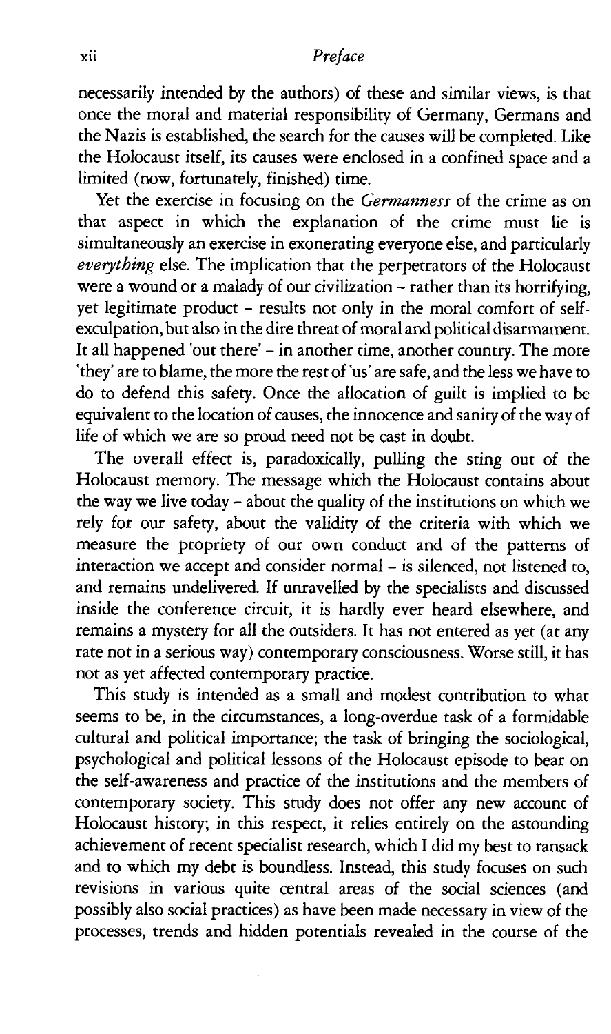necessarily intended by the authors) of these and similar views, is that once the moral and material responsibility of Germany, Germans and the Nazis is established, the search for the causes will be completed. Like the Holocaust itself, its causes were enclosed in a confined space and a limited (now, fortunately, finished) time.

Yet the exercise in focusing on the *Germanness* of the crime as on that aspect in which the explanation of the crime must lie is simultaneously an exercise in exonerating everyone else, and particularly *everything* else. The implication that the perpetrators of the Holocaust were a wound or a malady of our civilization – rather than its horrifying, yet legitimate product – results not only in the moral comfort of self-exculpation, but also in the dire threat of moral and political disarmament. It all happened 'out there' – in another time, another country. The more 'they' are to blame, the more the rest of 'us' are safe, and the less we have to do to defend this safety. Once the allocation of guilt is implied to be equivalent to the location of causes, the innocence and sanity of the way of life of which we are so proud need not be cast in doubt.

The overall effect is, paradoxically, pulling the sting out of the Holocaust memory. The message which the Holocaust contains about the way we live today – about the quality of the institutions on which we rely for our safety, about the validity of the criteria with which we measure the propriety of our own conduct and of the patterns of interaction we accept and consider normal – is silenced, not listened to, and remains undelivered. If unravelled by the specialists and discussed inside the conference circuit, it is hardly ever heard elsewhere, and remains a mystery for all the outsiders. It has not entered as yet (at any rate not in a serious way) contemporary consciousness. Worse still, it has not as yet affected contemporary practice.

This study is intended as a small and modest contribution to what seems to be, in the circumstances, a long-overdue task of a formidable cultural and political importance; the task of bringing the sociological, psychological and political lessons of the Holocaust episode to bear on the self-awareness and practice of the institutions and the members of contemporary society. This study does not offer any new account of Holocaust history; in this respect, it relies entirely on the astounding achievement of recent specialist research, which I did my best to ransack and to which my debt is boundless. Instead, this study focuses on such revisions in various quite central areas of the social sciences (and possibly also social practices) as have been made necessary in view of the processes, trends and hidden potentials revealed in the course of the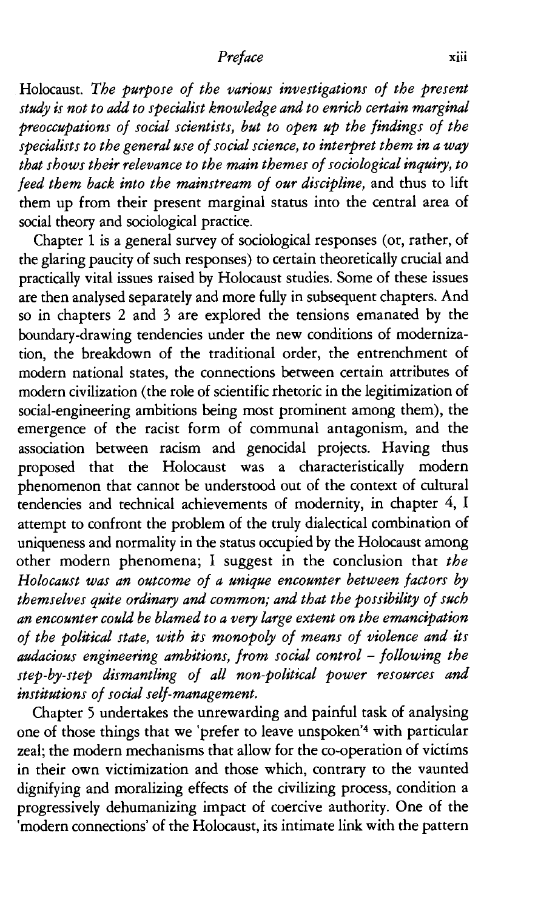Holocaust. *The purpose of the various investigations of the present study is not to add to specialist knowledge and to enrich certain marginal preoccupations of social scientists, but to open up the findings of the specialists to the general use of social science, to interpret them in a way that shows their relevance to the main themes of sociological inquiry, to feed them back into the mainstream of our discipline,* and thus to lift them up from their present marginal status into the central area of social theory and sociological practice.

Chapter 1 is a general survey of sociological responses (or, rather, of the glaring paucity of such responses) to certain theoretically crucial and practically vital issues raised by Holocaust studies. Some of these issues are then analysed separately and more fully in subsequent chapters. And so in chapters 2 and 3 are explored the tensions emanated by the boundary-drawing tendencies under the new conditions of modernization, the breakdown of the traditional order, the entrenchment of modern national states, the connections between certain attributes of modern civilization (the role of scientific rhetoric in the legitimization of social-engineering ambitions being most prominent among them), the emergence of the racist form of communal antagonism, and the association between racism and genocidal projects. Having thus proposed that the Holocaust was a characteristically modern phenomenon that cannot be understood out of the context of cultural tendencies and technical achievements of modernity, in chapter 4, I attempt to confront the problem of the truly dialectical combination of uniqueness and normality in the status occupied by the Holocaust among other modern phenomena; I suggest in the conclusion that *the Holocaust was an outcome of a unique encounter between factors by themselves quite ordinary and common; and that the possibility of such an encounter could be blamed to a very large extent on the emancipation of the political state, with its monopoly of means of violence and its audacious engineering ambitions, from social control – following the step-by-step dismantling of all non-political power resources and institutions of social self-management.*

Chapter 5 undertakes the unrewarding and painful task of analysing one of those things that we 'prefer to leave unspoken'[4] with particular zeal; the modern mechanisms that allow for the co-operation of victims in their own victimization and those which, contrary to the vaunted dignifying and moralizing effects of the civilizing process, condition a progressively dehumanizing impact of coercive authority. One of the 'modern connections' of the Holocaust, its intimate link with the pattern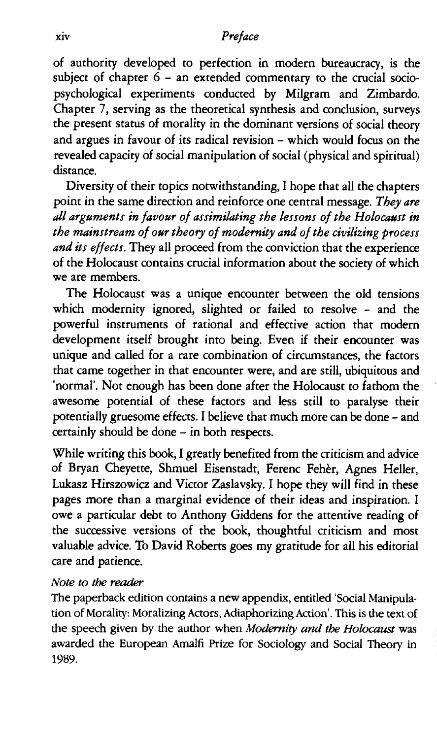of authority developed to perfection in modern bureaucracy, is the subject of chapter 6 – an extended commentary to the crucial socio-psychological experiments conducted by Milgram and Zimbardo. Chapter 7, serving as the theoretical synthesis and conclusion, surveys the present status of morality in the dominant versions of social theory and argues in favour of its radical revision – which would focus on the revealed capacity of social manipulation of social (physical and spiritual) distance.

Diversity of their topics notwithstanding, I hope that all the chapters point in the same direction and reinforce one central message. *They are all arguments in favour of assimilating the lessons of the Holocaust in the mainstream of our theory of modernity and of the civilizing process and its effects.* They all proceed from the conviction that the experience of the Holocaust contains crucial information about the society of which we are members.

The Holocaust was a unique encounter between the old tensions which modernity ignored, slighted or failed to resolve – and the powerful instruments of rational and effective action that modern development itself brought into being. Even if their encounter was unique and called for a rare combination of circumstances, the factors that came together in that encounter were, and are still, ubiquitous and 'normal'. Not enough has been done after the Holocaust to fathom the awesome potential of these factors and less still to paralyse their potentially gruesome effects. I believe that much more can be done – and certainly should be done – in both respects.

While writing this book, I greatly benefited from the criticism and advice of Bryan Cheyette, Shmuel Eisenstadt, Ferenc Fehèr, Agnes Heller, Lukasz Hirszowicz and Victor Zaslavsky. I hope they will find in these pages more than a marginal evidence of their ideas and inspiration. I owe a particular debt to Anthony Giddens for the attentive reading of the successive versions of the book, thoughtful criticism and most valuable advice. To David Roberts goes my gratitude for all his editorial care and patience.

*Note to the reader*

The paperback edition contains a new appendix, entitled 'Social Manipulation of Morality: Moralizing Actors, Adiaphorizing Action'. This is the text of the speech given by the author when *Modernity and the Holocaust* was awarded the European Amalfi Prize for Sociology and Social Theory in 1989.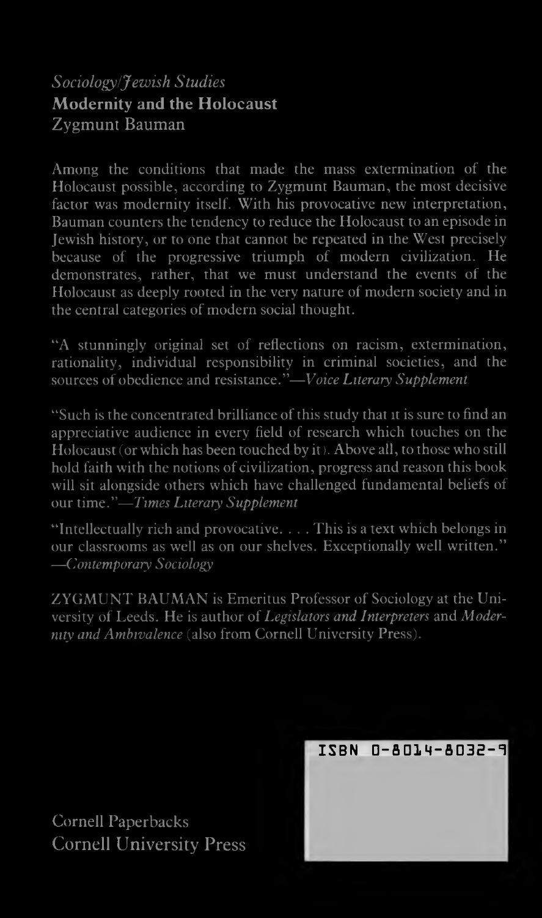*Sociology/Jewish Studies*
**Modernity and the Holocaust**
Zygmunt Bauman

Among the conditions that made the mass extermination of the Holocaust possible, according to Zygmunt Bauman, the most decisive factor was modernity itself. With his provocative new interpretation, Bauman counters the tendency to reduce the Holocaust to an episode in Jewish history, or to one that cannot be repeated in the West precisely because of the progressive triumph of modern civilization. He demonstrates, rather, that we must understand the events of the Holocaust as deeply rooted in the very nature of modern society and in the central categories of modern social thought.

"A stunningly original set of reflections on racism, extermination, rationality, individual responsibility in criminal societies, and the sources of obedience and resistance."—*Voice Literary Supplement*

"Such is the concentrated brilliance of this study that it is sure to find an appreciative audience in every field of research which touches on the Holocaust (or which has been touched by it). Above all, to those who still hold faith with the notions of civilization, progress and reason this book will sit alongside others which have challenged fundamental beliefs of our time."—*Times Literary Supplement*

"Intellectually rich and provocative. . . . This is a text which belongs in our classrooms as well as on our shelves. Exceptionally well written." —*Contemporary Sociology*

ZYGMUNT BAUMAN is Emeritus Professor of Sociology at the University of Leeds. He is author of *Legislators and Interpreters* and *Modernity and Ambivalence* (also from Cornell University Press).

ISBN 0-8014-8032-9

Cornell Paperbacks
Cornell University Press